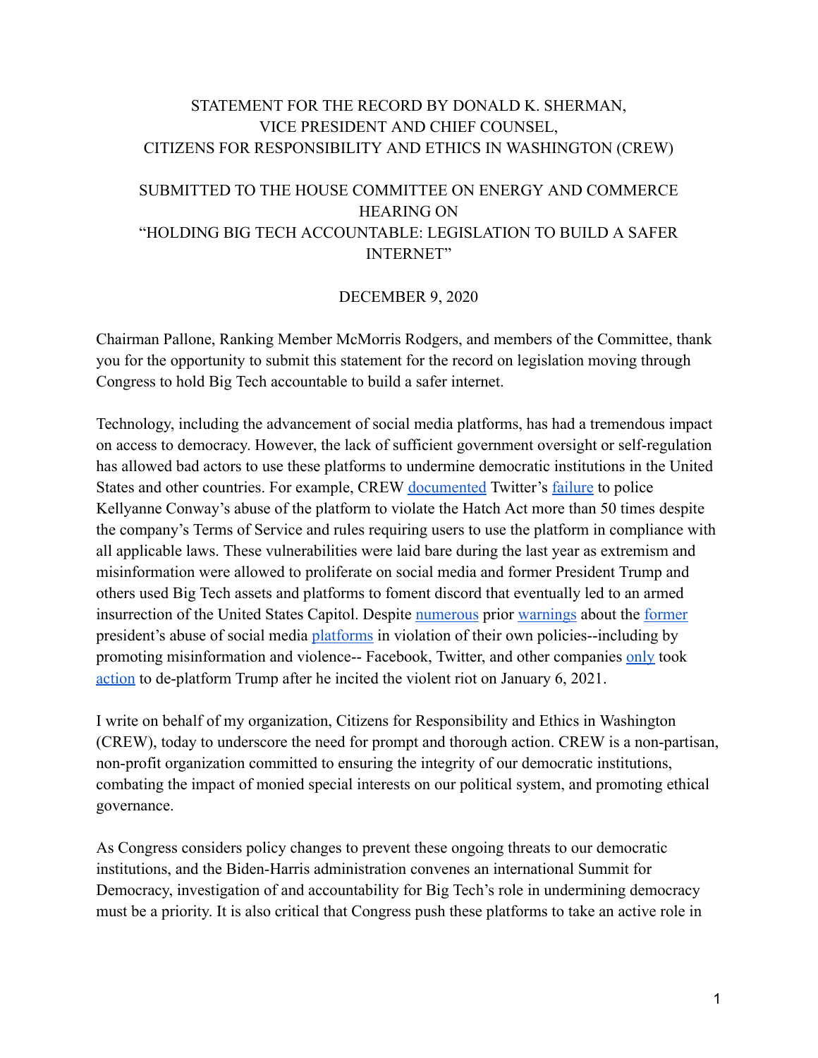STATEMENT FOR THE RECORD BY DONALD K. SHERMAN,
VICE PRESIDENT AND CHIEF COUNSEL,
CITIZENS FOR RESPONSIBILITY AND ETHICS IN WASHINGTON (CREW)

SUBMITTED TO THE HOUSE COMMITTEE ON ENERGY AND COMMERCE
HEARING ON
"HOLDING BIG TECH ACCOUNTABLE: LEGISLATION TO BUILD A SAFER INTERNET"

DECEMBER 9, 2020

Chairman Pallone, Ranking Member McMorris Rodgers, and members of the Committee, thank you for the opportunity to submit this statement for the record on legislation moving through Congress to hold Big Tech accountable to build a safer internet.

Technology, including the advancement of social media platforms, has had a tremendous impact on access to democracy. However, the lack of sufficient government oversight or self-regulation has allowed bad actors to use these platforms to undermine democratic institutions in the United States and other countries. For example, CREW documented Twitter's failure to police Kellyanne Conway's abuse of the platform to violate the Hatch Act more than 50 times despite the company's Terms of Service and rules requiring users to use the platform in compliance with all applicable laws. These vulnerabilities were laid bare during the last year as extremism and misinformation were allowed to proliferate on social media and former President Trump and others used Big Tech assets and platforms to foment discord that eventually led to an armed insurrection of the United States Capitol. Despite numerous prior warnings about the former president's abuse of social media platforms in violation of their own policies--including by promoting misinformation and violence-- Facebook, Twitter, and other companies only took action to de-platform Trump after he incited the violent riot on January 6, 2021.

I write on behalf of my organization, Citizens for Responsibility and Ethics in Washington (CREW), today to underscore the need for prompt and thorough action. CREW is a non-partisan, non-profit organization committed to ensuring the integrity of our democratic institutions, combating the impact of monied special interests on our political system, and promoting ethical governance.

As Congress considers policy changes to prevent these ongoing threats to our democratic institutions, and the Biden-Harris administration convenes an international Summit for Democracy, investigation of and accountability for Big Tech's role in undermining democracy must be a priority. It is also critical that Congress push these platforms to take an active role in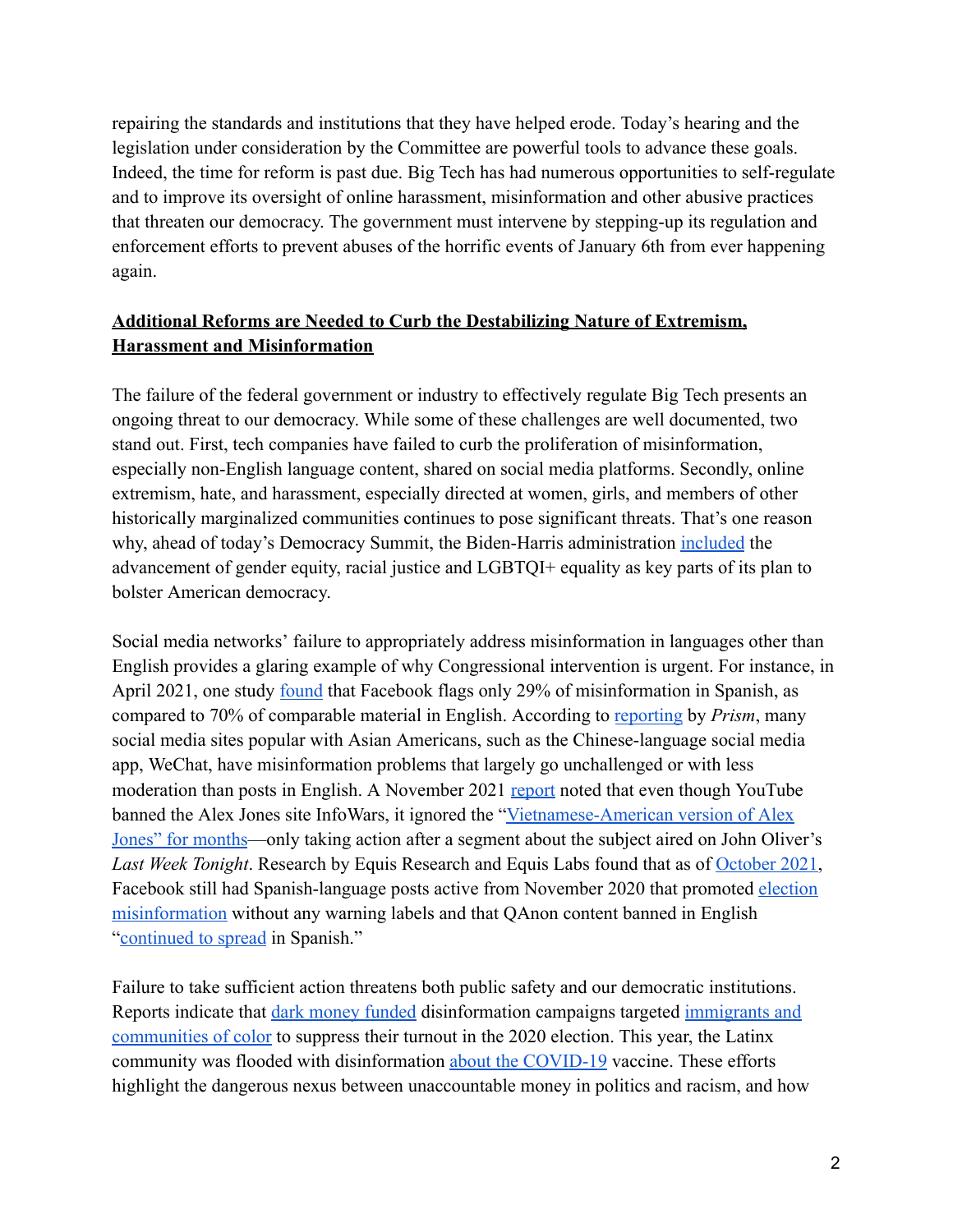repairing the standards and institutions that they have helped erode. Today's hearing and the legislation under consideration by the Committee are powerful tools to advance these goals. Indeed, the time for reform is past due. Big Tech has had numerous opportunities to self-regulate and to improve its oversight of online harassment, misinformation and other abusive practices that threaten our democracy. The government must intervene by stepping-up its regulation and enforcement efforts to prevent abuses of the horrific events of January 6th from ever happening again.

**Additional Reforms are Needed to Curb the Destabilizing Nature of Extremism, Harassment and Misinformation**

The failure of the federal government or industry to effectively regulate Big Tech presents an ongoing threat to our democracy. While some of these challenges are well documented, two stand out. First, tech companies have failed to curb the proliferation of misinformation, especially non-English language content, shared on social media platforms. Secondly, online extremism, hate, and harassment, especially directed at women, girls, and members of other historically marginalized communities continues to pose significant threats. That's one reason why, ahead of today's Democracy Summit, the Biden-Harris administration included the advancement of gender equity, racial justice and LGBTQI+ equality as key parts of its plan to bolster American democracy.

Social media networks' failure to appropriately address misinformation in languages other than English provides a glaring example of why Congressional intervention is urgent. For instance, in April 2021, one study found that Facebook flags only 29% of misinformation in Spanish, as compared to 70% of comparable material in English. According to reporting by *Prism*, many social media sites popular with Asian Americans, such as the Chinese-language social media app, WeChat, have misinformation problems that largely go unchallenged or with less moderation than posts in English. A November 2021 report noted that even though YouTube banned the Alex Jones site InfoWars, it ignored the "Vietnamese-American version of Alex Jones" for months—only taking action after a segment about the subject aired on John Oliver's *Last Week Tonight*. Research by Equis Research and Equis Labs found that as of October 2021, Facebook still had Spanish-language posts active from November 2020 that promoted election misinformation without any warning labels and that QAnon content banned in English "continued to spread in Spanish."

Failure to take sufficient action threatens both public safety and our democratic institutions. Reports indicate that dark money funded disinformation campaigns targeted immigrants and communities of color to suppress their turnout in the 2020 election. This year, the Latinx community was flooded with disinformation about the COVID-19 vaccine. These efforts highlight the dangerous nexus between unaccountable money in politics and racism, and how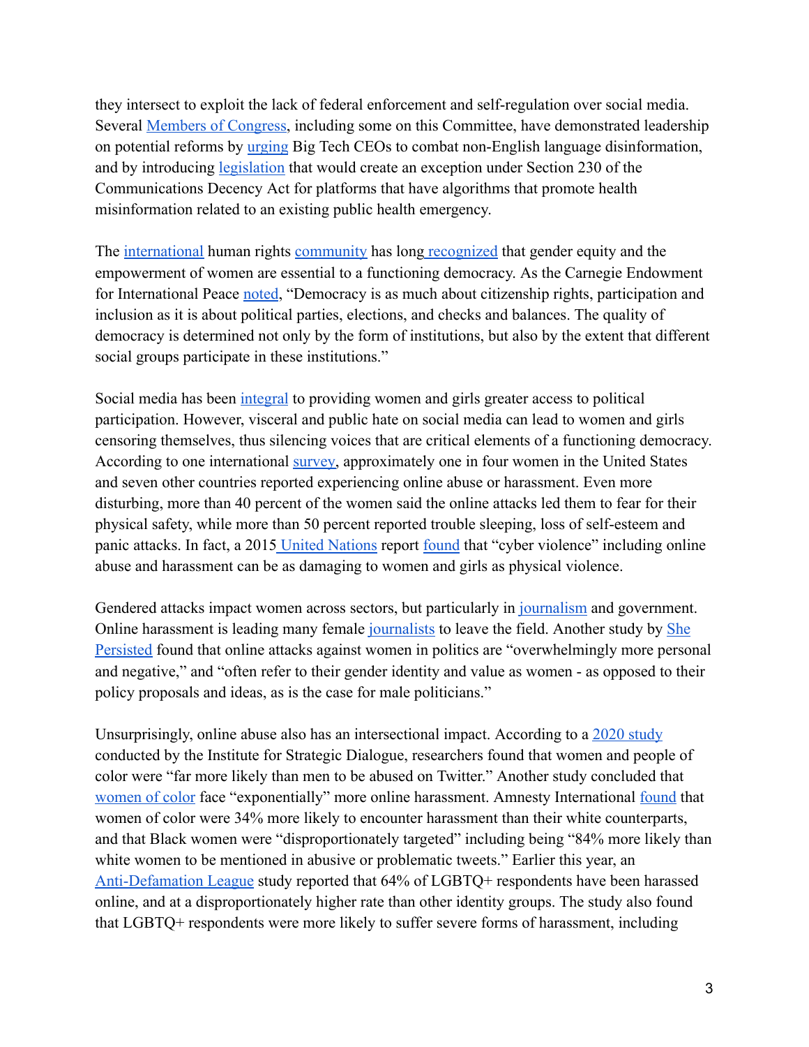they intersect to exploit the lack of federal enforcement and self-regulation over social media. Several Members of Congress, including some on this Committee, have demonstrated leadership on potential reforms by urging Big Tech CEOs to combat non-English language disinformation, and by introducing legislation that would create an exception under Section 230 of the Communications Decency Act for platforms that have algorithms that promote health misinformation related to an existing public health emergency.

The international human rights community has long recognized that gender equity and the empowerment of women are essential to a functioning democracy. As the Carnegie Endowment for International Peace noted, "Democracy is as much about citizenship rights, participation and inclusion as it is about political parties, elections, and checks and balances. The quality of democracy is determined not only by the form of institutions, but also by the extent that different social groups participate in these institutions."

Social media has been integral to providing women and girls greater access to political participation. However, visceral and public hate on social media can lead to women and girls censoring themselves, thus silencing voices that are critical elements of a functioning democracy. According to one international survey, approximately one in four women in the United States and seven other countries reported experiencing online abuse or harassment. Even more disturbing, more than 40 percent of the women said the online attacks led them to fear for their physical safety, while more than 50 percent reported trouble sleeping, loss of self-esteem and panic attacks. In fact, a 2015 United Nations report found that "cyber violence" including online abuse and harassment can be as damaging to women and girls as physical violence.

Gendered attacks impact women across sectors, but particularly in journalism and government. Online harassment is leading many female journalists to leave the field. Another study by She Persisted found that online attacks against women in politics are "overwhelmingly more personal and negative," and "often refer to their gender identity and value as women - as opposed to their policy proposals and ideas, as is the case for male politicians."

Unsurprisingly, online abuse also has an intersectional impact. According to a 2020 study conducted by the Institute for Strategic Dialogue, researchers found that women and people of color were "far more likely than men to be abused on Twitter." Another study concluded that women of color face "exponentially" more online harassment. Amnesty International found that women of color were 34% more likely to encounter harassment than their white counterparts, and that Black women were "disproportionately targeted" including being "84% more likely than white women to be mentioned in abusive or problematic tweets." Earlier this year, an Anti-Defamation League study reported that 64% of LGBTQ+ respondents have been harassed online, and at a disproportionately higher rate than other identity groups. The study also found that LGBTQ+ respondents were more likely to suffer severe forms of harassment, including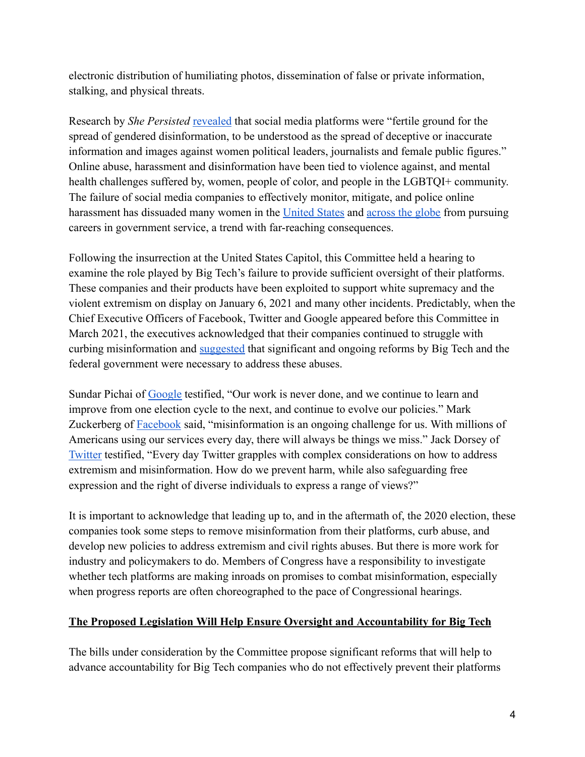electronic distribution of humiliating photos, dissemination of false or private information, stalking, and physical threats.

Research by *She Persisted* revealed that social media platforms were "fertile ground for the spread of gendered disinformation, to be understood as the spread of deceptive or inaccurate information and images against women political leaders, journalists and female public figures." Online abuse, harassment and disinformation have been tied to violence against, and mental health challenges suffered by, women, people of color, and people in the LGBTQI+ community. The failure of social media companies to effectively monitor, mitigate, and police online harassment has dissuaded many women in the United States and across the globe from pursuing careers in government service, a trend with far-reaching consequences.

Following the insurrection at the United States Capitol, this Committee held a hearing to examine the role played by Big Tech's failure to provide sufficient oversight of their platforms. These companies and their products have been exploited to support white supremacy and the violent extremism on display on January 6, 2021 and many other incidents. Predictably, when the Chief Executive Officers of Facebook, Twitter and Google appeared before this Committee in March 2021, the executives acknowledged that their companies continued to struggle with curbing misinformation and suggested that significant and ongoing reforms by Big Tech and the federal government were necessary to address these abuses.

Sundar Pichai of Google testified, "Our work is never done, and we continue to learn and improve from one election cycle to the next, and continue to evolve our policies." Mark Zuckerberg of Facebook said, "misinformation is an ongoing challenge for us. With millions of Americans using our services every day, there will always be things we miss." Jack Dorsey of Twitter testified, "Every day Twitter grapples with complex considerations on how to address extremism and misinformation. How do we prevent harm, while also safeguarding free expression and the right of diverse individuals to express a range of views?"

It is important to acknowledge that leading up to, and in the aftermath of, the 2020 election, these companies took some steps to remove misinformation from their platforms, curb abuse, and develop new policies to address extremism and civil rights abuses. But there is more work for industry and policymakers to do. Members of Congress have a responsibility to investigate whether tech platforms are making inroads on promises to combat misinformation, especially when progress reports are often choreographed to the pace of Congressional hearings.

**The Proposed Legislation Will Help Ensure Oversight and Accountability for Big Tech**

The bills under consideration by the Committee propose significant reforms that will help to advance accountability for Big Tech companies who do not effectively prevent their platforms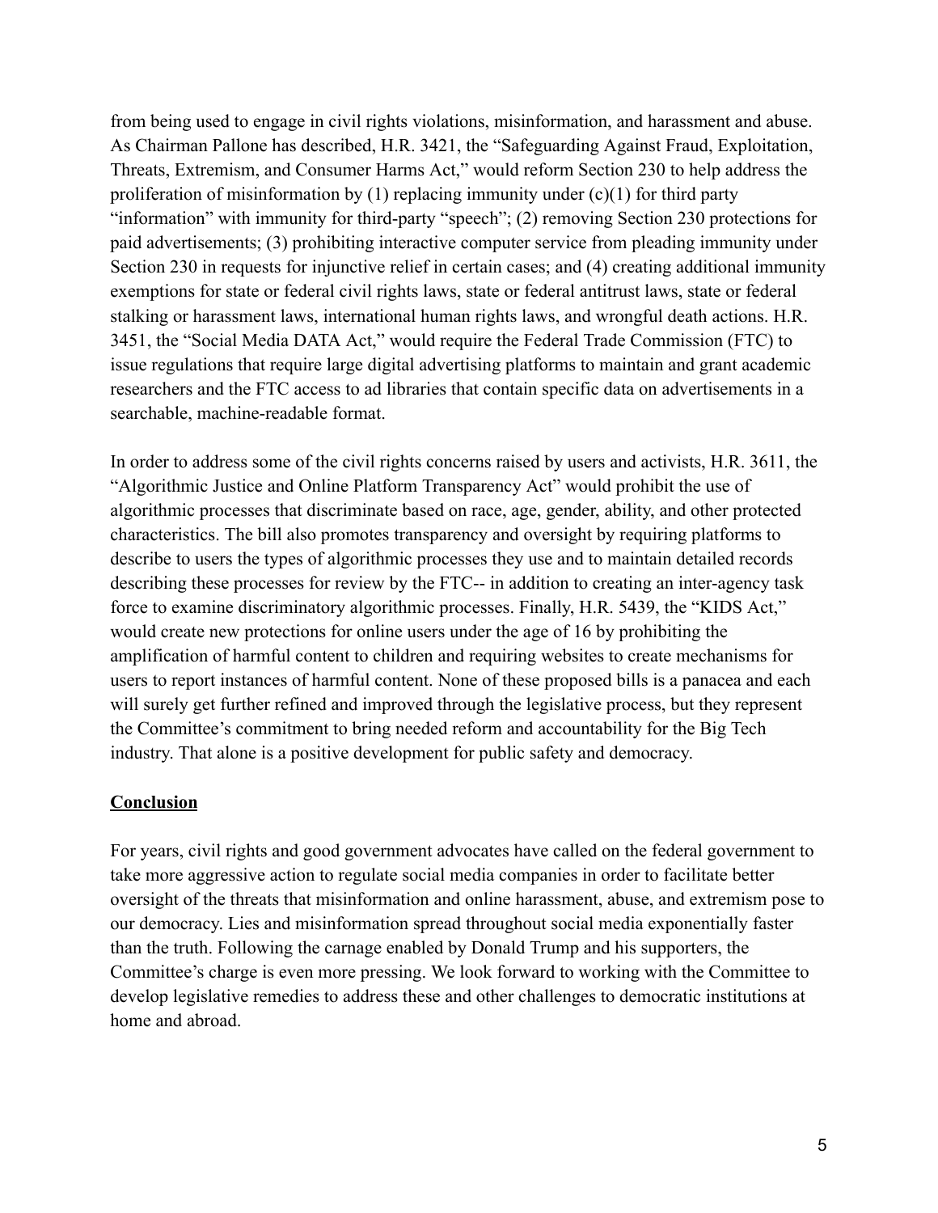from being used to engage in civil rights violations, misinformation, and harassment and abuse. As Chairman Pallone has described, H.R. 3421, the "Safeguarding Against Fraud, Exploitation, Threats, Extremism, and Consumer Harms Act," would reform Section 230 to help address the proliferation of misinformation by (1) replacing immunity under (c)(1) for third party "information" with immunity for third-party "speech"; (2) removing Section 230 protections for paid advertisements; (3) prohibiting interactive computer service from pleading immunity under Section 230 in requests for injunctive relief in certain cases; and (4) creating additional immunity exemptions for state or federal civil rights laws, state or federal antitrust laws, state or federal stalking or harassment laws, international human rights laws, and wrongful death actions. H.R. 3451, the "Social Media DATA Act," would require the Federal Trade Commission (FTC) to issue regulations that require large digital advertising platforms to maintain and grant academic researchers and the FTC access to ad libraries that contain specific data on advertisements in a searchable, machine-readable format.

In order to address some of the civil rights concerns raised by users and activists, H.R. 3611, the "Algorithmic Justice and Online Platform Transparency Act" would prohibit the use of algorithmic processes that discriminate based on race, age, gender, ability, and other protected characteristics. The bill also promotes transparency and oversight by requiring platforms to describe to users the types of algorithmic processes they use and to maintain detailed records describing these processes for review by the FTC-- in addition to creating an inter-agency task force to examine discriminatory algorithmic processes. Finally, H.R. 5439, the "KIDS Act," would create new protections for online users under the age of 16 by prohibiting the amplification of harmful content to children and requiring websites to create mechanisms for users to report instances of harmful content. None of these proposed bills is a panacea and each will surely get further refined and improved through the legislative process, but they represent the Committee's commitment to bring needed reform and accountability for the Big Tech industry. That alone is a positive development for public safety and democracy.

## Conclusion

For years, civil rights and good government advocates have called on the federal government to take more aggressive action to regulate social media companies in order to facilitate better oversight of the threats that misinformation and online harassment, abuse, and extremism pose to our democracy. Lies and misinformation spread throughout social media exponentially faster than the truth. Following the carnage enabled by Donald Trump and his supporters, the Committee's charge is even more pressing. We look forward to working with the Committee to develop legislative remedies to address these and other challenges to democratic institutions at home and abroad.